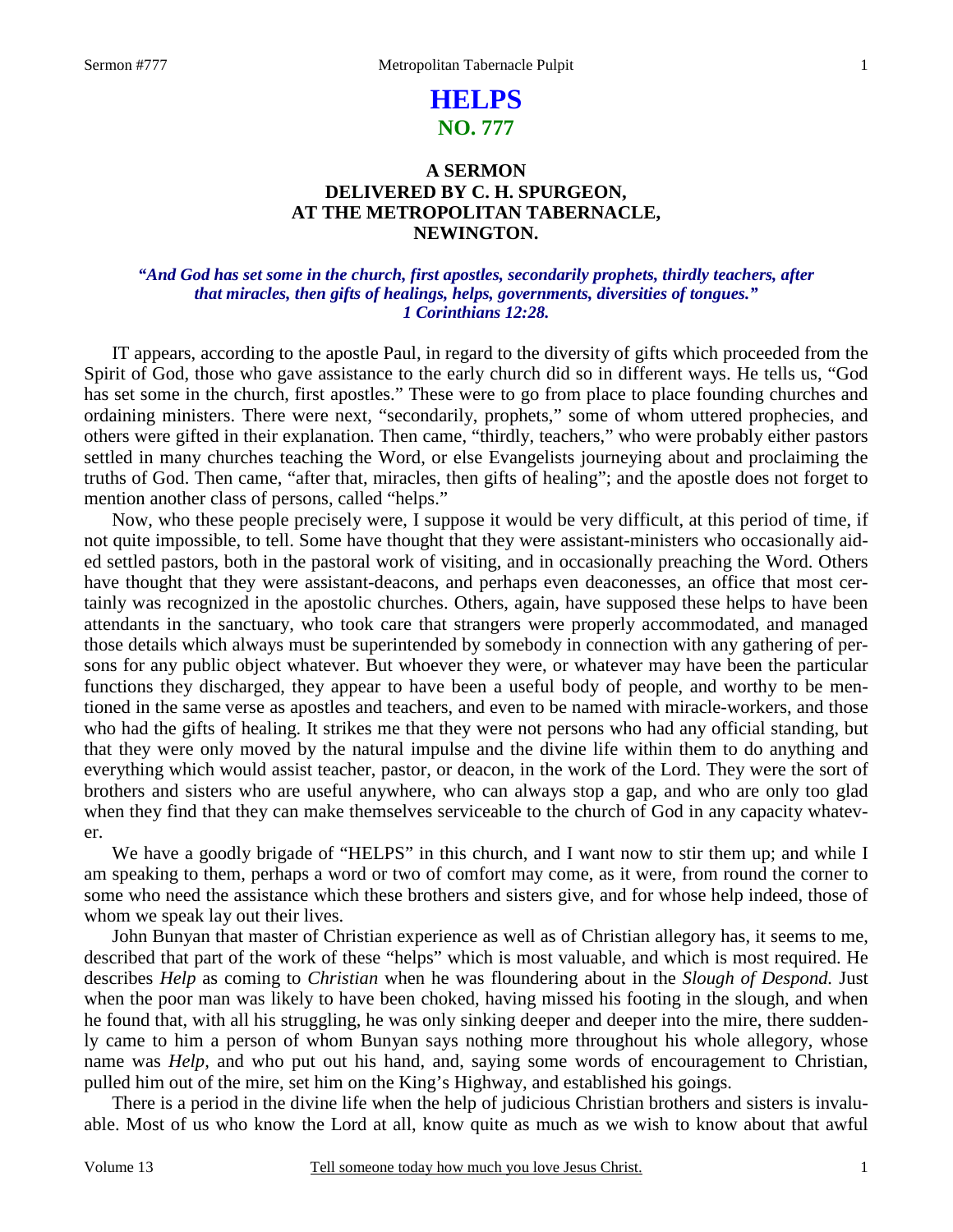# HELPS
## NO. 777

### A SERMON
### DELIVERED BY C. H. SPURGEON,
### AT THE METROPOLITAN TABERNACLE,
### NEWINGTON.

*"And God has set some in the church, first apostles, secondarily prophets, thirdly teachers, after that miracles, then gifts of healings, helps, governments, diversities of tongues."*
*1 Corinthians 12:28.*

IT appears, according to the apostle Paul, in regard to the diversity of gifts which proceeded from the Spirit of God, those who gave assistance to the early church did so in different ways. He tells us, "God has set some in the church, first apostles." These were to go from place to place founding churches and ordaining ministers. There were next, "secondarily, prophets," some of whom uttered prophecies, and others were gifted in their explanation. Then came, "thirdly, teachers," who were probably either pastors settled in many churches teaching the Word, or else Evangelists journeying about and proclaiming the truths of God. Then came, "after that, miracles, then gifts of healing"; and the apostle does not forget to mention another class of persons, called "helps."

Now, who these people precisely were, I suppose it would be very difficult, at this period of time, if not quite impossible, to tell. Some have thought that they were assistant-ministers who occasionally aided settled pastors, both in the pastoral work of visiting, and in occasionally preaching the Word. Others have thought that they were assistant-deacons, and perhaps even deaconesses, an office that most certainly was recognized in the apostolic churches. Others, again, have supposed these helps to have been attendants in the sanctuary, who took care that strangers were properly accommodated, and managed those details which always must be superintended by somebody in connection with any gathering of persons for any public object whatever. But whoever they were, or whatever may have been the particular functions they discharged, they appear to have been a useful body of people, and worthy to be mentioned in the same verse as apostles and teachers, and even to be named with miracle-workers, and those who had the gifts of healing. It strikes me that they were not persons who had any official standing, but that they were only moved by the natural impulse and the divine life within them to do anything and everything which would assist teacher, pastor, or deacon, in the work of the Lord. They were the sort of brothers and sisters who are useful anywhere, who can always stop a gap, and who are only too glad when they find that they can make themselves serviceable to the church of God in any capacity whatever.

We have a goodly brigade of "HELPS" in this church, and I want now to stir them up; and while I am speaking to them, perhaps a word or two of comfort may come, as it were, from round the corner to some who need the assistance which these brothers and sisters give, and for whose help indeed, those of whom we speak lay out their lives.

John Bunyan that master of Christian experience as well as of Christian allegory has, it seems to me, described that part of the work of these "helps" which is most valuable, and which is most required. He describes *Help* as coming to *Christian* when he was floundering about in the *Slough of Despond.* Just when the poor man was likely to have been choked, having missed his footing in the slough, and when he found that, with all his struggling, he was only sinking deeper and deeper into the mire, there suddenly came to him a person of whom Bunyan says nothing more throughout his whole allegory, whose name was *Help,* and who put out his hand, and, saying some words of encouragement to Christian, pulled him out of the mire, set him on the King's Highway, and established his goings.

There is a period in the divine life when the help of judicious Christian brothers and sisters is invaluable. Most of us who know the Lord at all, know quite as much as we wish to know about that awful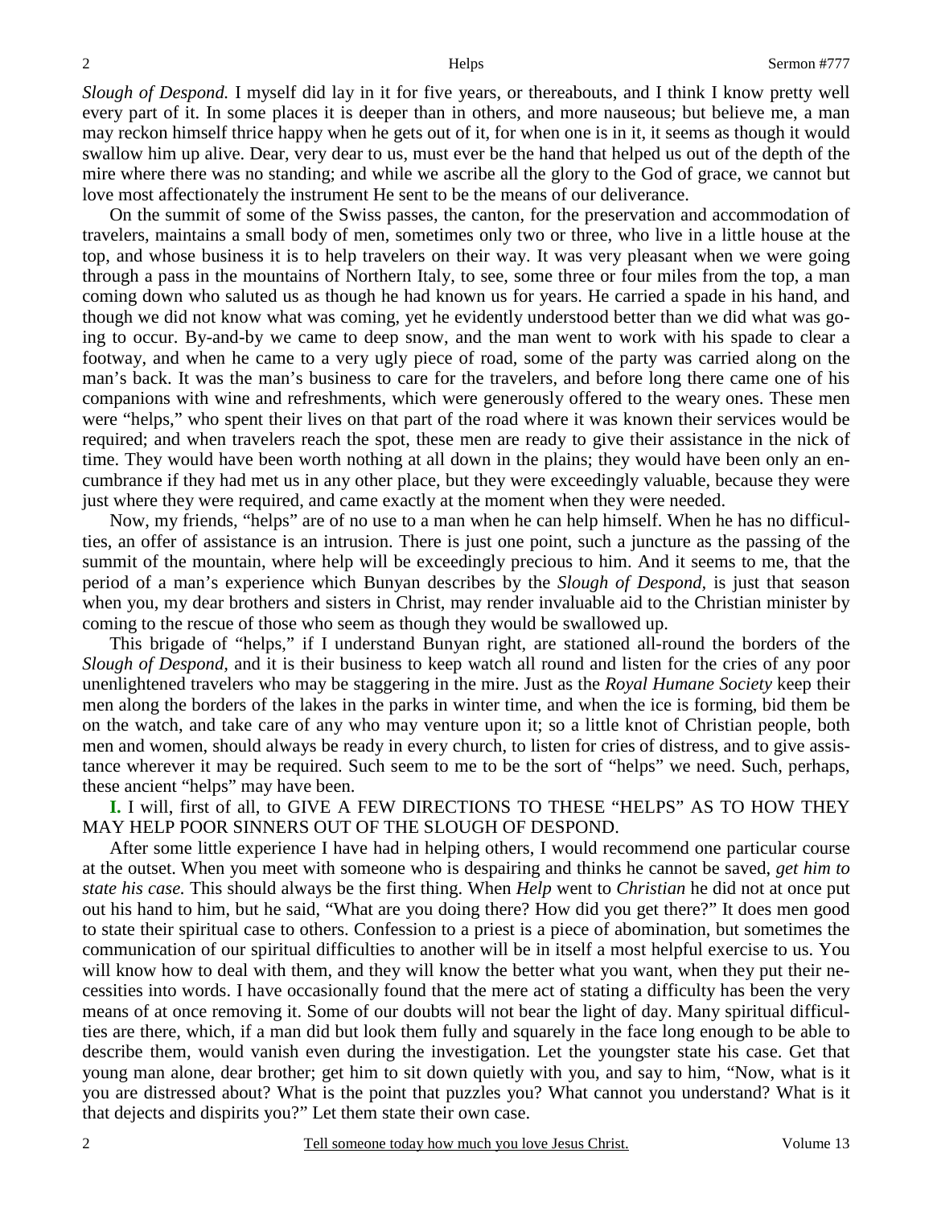*Slough of Despond.* I myself did lay in it for five years, or thereabouts, and I think I know pretty well every part of it. In some places it is deeper than in others, and more nauseous; but believe me, a man may reckon himself thrice happy when he gets out of it, for when one is in it, it seems as though it would swallow him up alive. Dear, very dear to us, must ever be the hand that helped us out of the depth of the mire where there was no standing; and while we ascribe all the glory to the God of grace, we cannot but love most affectionately the instrument He sent to be the means of our deliverance.

On the summit of some of the Swiss passes, the canton, for the preservation and accommodation of travelers, maintains a small body of men, sometimes only two or three, who live in a little house at the top, and whose business it is to help travelers on their way. It was very pleasant when we were going through a pass in the mountains of Northern Italy, to see, some three or four miles from the top, a man coming down who saluted us as though he had known us for years. He carried a spade in his hand, and though we did not know what was coming, yet he evidently understood better than we did what was going to occur. By-and-by we came to deep snow, and the man went to work with his spade to clear a footway, and when he came to a very ugly piece of road, some of the party was carried along on the man's back. It was the man's business to care for the travelers, and before long there came one of his companions with wine and refreshments, which were generously offered to the weary ones. These men were "helps," who spent their lives on that part of the road where it was known their services would be required; and when travelers reach the spot, these men are ready to give their assistance in the nick of time. They would have been worth nothing at all down in the plains; they would have been only an encumbrance if they had met us in any other place, but they were exceedingly valuable, because they were just where they were required, and came exactly at the moment when they were needed.

Now, my friends, "helps" are of no use to a man when he can help himself. When he has no difficulties, an offer of assistance is an intrusion. There is just one point, such a juncture as the passing of the summit of the mountain, where help will be exceedingly precious to him. And it seems to me, that the period of a man's experience which Bunyan describes by the *Slough of Despond,* is just that season when you, my dear brothers and sisters in Christ, may render invaluable aid to the Christian minister by coming to the rescue of those who seem as though they would be swallowed up.

This brigade of "helps," if I understand Bunyan right, are stationed all-round the borders of the *Slough of Despond,* and it is their business to keep watch all round and listen for the cries of any poor unenlightened travelers who may be staggering in the mire. Just as the *Royal Humane Society* keep their men along the borders of the lakes in the parks in winter time, and when the ice is forming, bid them be on the watch, and take care of any who may venture upon it; so a little knot of Christian people, both men and women, should always be ready in every church, to listen for cries of distress, and to give assistance wherever it may be required. Such seem to me to be the sort of "helps" we need. Such, perhaps, these ancient "helps" may have been.

**I.** I will, first of all, to GIVE A FEW DIRECTIONS TO THESE "HELPS" AS TO HOW THEY MAY HELP POOR SINNERS OUT OF THE SLOUGH OF DESPOND.

After some little experience I have had in helping others, I would recommend one particular course at the outset. When you meet with someone who is despairing and thinks he cannot be saved, *get him to state his case.* This should always be the first thing. When *Help* went to *Christian* he did not at once put out his hand to him, but he said, "What are you doing there? How did you get there?" It does men good to state their spiritual case to others. Confession to a priest is a piece of abomination, but sometimes the communication of our spiritual difficulties to another will be in itself a most helpful exercise to us. You will know how to deal with them, and they will know the better what you want, when they put their necessities into words. I have occasionally found that the mere act of stating a difficulty has been the very means of at once removing it. Some of our doubts will not bear the light of day. Many spiritual difficulties are there, which, if a man did but look them fully and squarely in the face long enough to be able to describe them, would vanish even during the investigation. Let the youngster state his case. Get that young man alone, dear brother; get him to sit down quietly with you, and say to him, "Now, what is it you are distressed about? What is the point that puzzles you? What cannot you understand? What is it that dejects and dispirits you?" Let them state their own case.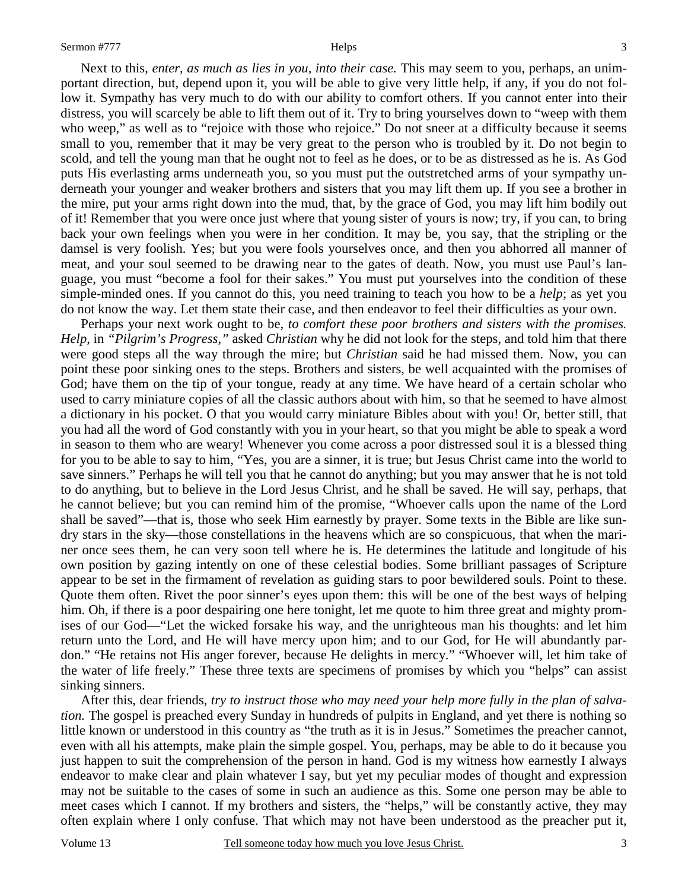Next to this, *enter, as much as lies in you, into their case.* This may seem to you, perhaps, an unimportant direction, but, depend upon it, you will be able to give very little help, if any, if you do not follow it. Sympathy has very much to do with our ability to comfort others. If you cannot enter into their distress, you will scarcely be able to lift them out of it. Try to bring yourselves down to "weep with them who weep," as well as to "rejoice with those who rejoice." Do not sneer at a difficulty because it seems small to you, remember that it may be very great to the person who is troubled by it. Do not begin to scold, and tell the young man that he ought not to feel as he does, or to be as distressed as he is. As God puts His everlasting arms underneath you, so you must put the outstretched arms of your sympathy underneath your younger and weaker brothers and sisters that you may lift them up. If you see a brother in the mire, put your arms right down into the mud, that, by the grace of God, you may lift him bodily out of it! Remember that you were once just where that young sister of yours is now; try, if you can, to bring back your own feelings when you were in her condition. It may be, you say, that the stripling or the damsel is very foolish. Yes; but you were fools yourselves once, and then you abhorred all manner of meat, and your soul seemed to be drawing near to the gates of death. Now, you must use Paul's language, you must "become a fool for their sakes." You must put yourselves into the condition of these simple-minded ones. If you cannot do this, you need training to teach you how to be a *help*; as yet you do not know the way. Let them state their case, and then endeavor to feel their difficulties as your own.

Perhaps your next work ought to be, *to comfort these poor brothers and sisters with the promises. Help*, in *"Pilgrim's Progress,"* asked *Christian* why he did not look for the steps, and told him that there were good steps all the way through the mire; but *Christian* said he had missed them. Now, you can point these poor sinking ones to the steps. Brothers and sisters, be well acquainted with the promises of God; have them on the tip of your tongue, ready at any time. We have heard of a certain scholar who used to carry miniature copies of all the classic authors about with him, so that he seemed to have almost a dictionary in his pocket. O that you would carry miniature Bibles about with you! Or, better still, that you had all the word of God constantly with you in your heart, so that you might be able to speak a word in season to them who are weary! Whenever you come across a poor distressed soul it is a blessed thing for you to be able to say to him, "Yes, you are a sinner, it is true; but Jesus Christ came into the world to save sinners." Perhaps he will tell you that he cannot do anything; but you may answer that he is not told to do anything, but to believe in the Lord Jesus Christ, and he shall be saved. He will say, perhaps, that he cannot believe; but you can remind him of the promise, "Whoever calls upon the name of the Lord shall be saved"—that is, those who seek Him earnestly by prayer. Some texts in the Bible are like sundry stars in the sky—those constellations in the heavens which are so conspicuous, that when the mariner once sees them, he can very soon tell where he is. He determines the latitude and longitude of his own position by gazing intently on one of these celestial bodies. Some brilliant passages of Scripture appear to be set in the firmament of revelation as guiding stars to poor bewildered souls. Point to these. Quote them often. Rivet the poor sinner's eyes upon them: this will be one of the best ways of helping him. Oh, if there is a poor despairing one here tonight, let me quote to him three great and mighty promises of our God—"Let the wicked forsake his way, and the unrighteous man his thoughts: and let him return unto the Lord, and He will have mercy upon him; and to our God, for He will abundantly pardon." "He retains not His anger forever, because He delights in mercy." "Whoever will, let him take of the water of life freely." These three texts are specimens of promises by which you "helps" can assist sinking sinners.

After this, dear friends, *try to instruct those who may need your help more fully in the plan of salvation.* The gospel is preached every Sunday in hundreds of pulpits in England, and yet there is nothing so little known or understood in this country as "the truth as it is in Jesus." Sometimes the preacher cannot, even with all his attempts, make plain the simple gospel. You, perhaps, may be able to do it because you just happen to suit the comprehension of the person in hand. God is my witness how earnestly I always endeavor to make clear and plain whatever I say, but yet my peculiar modes of thought and expression may not be suitable to the cases of some in such an audience as this. Some one person may be able to meet cases which I cannot. If my brothers and sisters, the "helps," will be constantly active, they may often explain where I only confuse. That which may not have been understood as the preacher put it,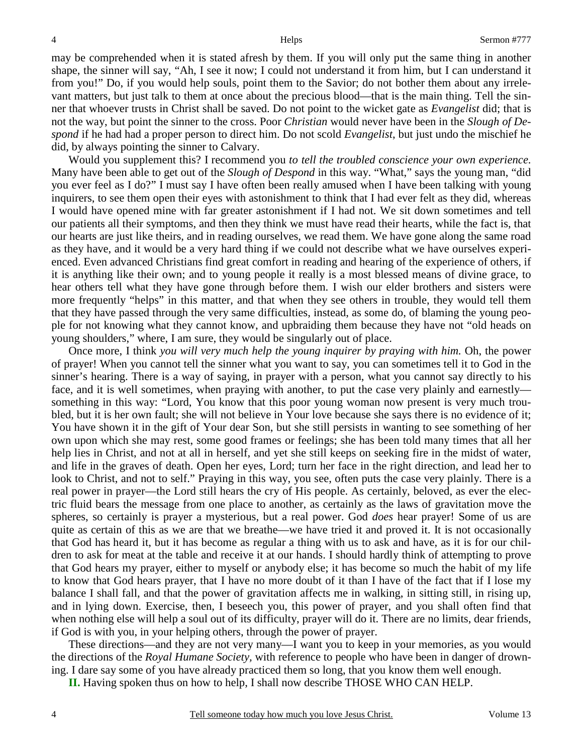may be comprehended when it is stated afresh by them. If you will only put the same thing in another shape, the sinner will say, "Ah, I see it now; I could not understand it from him, but I can understand it from you!" Do, if you would help souls, point them to the Savior; do not bother them about any irrelevant matters, but just talk to them at once about the precious blood—that is the main thing. Tell the sinner that whoever trusts in Christ shall be saved. Do not point to the wicket gate as *Evangelist* did; that is not the way, but point the sinner to the cross. Poor *Christian* would never have been in the *Slough of Despond* if he had had a proper person to direct him. Do not scold *Evangelist*, but just undo the mischief he did, by always pointing the sinner to Calvary.

Would you supplement this? I recommend you *to tell the troubled conscience your own experience*. Many have been able to get out of the *Slough of Despond* in this way. "What," says the young man, "did you ever feel as I do?" I must say I have often been really amused when I have been talking with young inquirers, to see them open their eyes with astonishment to think that I had ever felt as they did, whereas I would have opened mine with far greater astonishment if I had not. We sit down sometimes and tell our patients all their symptoms, and then they think we must have read their hearts, while the fact is, that our hearts are just like theirs, and in reading ourselves, we read them. We have gone along the same road as they have, and it would be a very hard thing if we could not describe what we have ourselves experienced. Even advanced Christians find great comfort in reading and hearing of the experience of others, if it is anything like their own; and to young people it really is a most blessed means of divine grace, to hear others tell what they have gone through before them. I wish our elder brothers and sisters were more frequently "helps" in this matter, and that when they see others in trouble, they would tell them that they have passed through the very same difficulties, instead, as some do, of blaming the young people for not knowing what they cannot know, and upbraiding them because they have not "old heads on young shoulders," where, I am sure, they would be singularly out of place.

Once more, I think *you will very much help the young inquirer by praying with him.* Oh, the power of prayer! When you cannot tell the sinner what you want to say, you can sometimes tell it to God in the sinner's hearing. There is a way of saying, in prayer with a person, what you cannot say directly to his face, and it is well sometimes, when praying with another, to put the case very plainly and earnestly—something in this way: "Lord, You know that this poor young woman now present is very much troubled, but it is her own fault; she will not believe in Your love because she says there is no evidence of it; You have shown it in the gift of Your dear Son, but she still persists in wanting to see something of her own upon which she may rest, some good frames or feelings; she has been told many times that all her help lies in Christ, and not at all in herself, and yet she still keeps on seeking fire in the midst of water, and life in the graves of death. Open her eyes, Lord; turn her face in the right direction, and lead her to look to Christ, and not to self." Praying in this way, you see, often puts the case very plainly. There is a real power in prayer—the Lord still hears the cry of His people. As certainly, beloved, as ever the electric fluid bears the message from one place to another, as certainly as the laws of gravitation move the spheres, so certainly is prayer a mysterious, but a real power. God *does* hear prayer! Some of us are quite as certain of this as we are that we breathe—we have tried it and proved it. It is not occasionally that God has heard it, but it has become as regular a thing with us to ask and have, as it is for our children to ask for meat at the table and receive it at our hands. I should hardly think of attempting to prove that God hears my prayer, either to myself or anybody else; it has become so much the habit of my life to know that God hears prayer, that I have no more doubt of it than I have of the fact that if I lose my balance I shall fall, and that the power of gravitation affects me in walking, in sitting still, in rising up, and in lying down. Exercise, then, I beseech you, this power of prayer, and you shall often find that when nothing else will help a soul out of its difficulty, prayer will do it. There are no limits, dear friends, if God is with you, in your helping others, through the power of prayer.

These directions—and they are not very many—I want you to keep in your memories, as you would the directions of the *Royal Humane Society*, with reference to people who have been in danger of drowning. I dare say some of you have already practiced them so long, that you know them well enough.

**II.** Having spoken thus on how to help, I shall now describe THOSE WHO CAN HELP.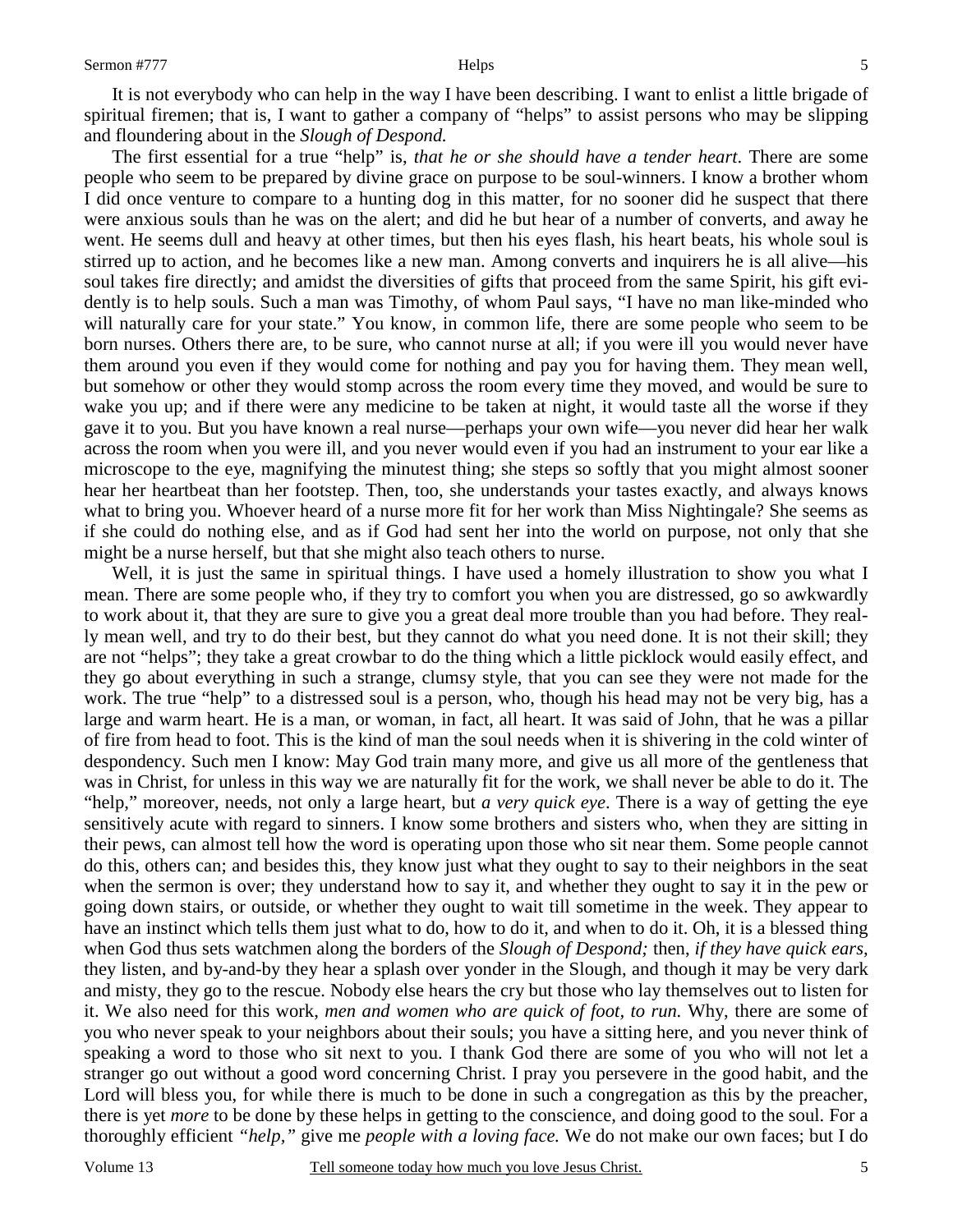It is not everybody who can help in the way I have been describing. I want to enlist a little brigade of spiritual firemen; that is, I want to gather a company of "helps" to assist persons who may be slipping and floundering about in the *Slough of Despond.*

The first essential for a true "help" is, *that he or she should have a tender heart*. There are some people who seem to be prepared by divine grace on purpose to be soul-winners. I know a brother whom I did once venture to compare to a hunting dog in this matter, for no sooner did he suspect that there were anxious souls than he was on the alert; and did he but hear of a number of converts, and away he went. He seems dull and heavy at other times, but then his eyes flash, his heart beats, his whole soul is stirred up to action, and he becomes like a new man. Among converts and inquirers he is all alive—his soul takes fire directly; and amidst the diversities of gifts that proceed from the same Spirit, his gift evidently is to help souls. Such a man was Timothy, of whom Paul says, "I have no man like-minded who will naturally care for your state." You know, in common life, there are some people who seem to be born nurses. Others there are, to be sure, who cannot nurse at all; if you were ill you would never have them around you even if they would come for nothing and pay you for having them. They mean well, but somehow or other they would stomp across the room every time they moved, and would be sure to wake you up; and if there were any medicine to be taken at night, it would taste all the worse if they gave it to you. But you have known a real nurse—perhaps your own wife—you never did hear her walk across the room when you were ill, and you never would even if you had an instrument to your ear like a microscope to the eye, magnifying the minutest thing; she steps so softly that you might almost sooner hear her heartbeat than her footstep. Then, too, she understands your tastes exactly, and always knows what to bring you. Whoever heard of a nurse more fit for her work than Miss Nightingale? She seems as if she could do nothing else, and as if God had sent her into the world on purpose, not only that she might be a nurse herself, but that she might also teach others to nurse.

Well, it is just the same in spiritual things. I have used a homely illustration to show you what I mean. There are some people who, if they try to comfort you when you are distressed, go so awkwardly to work about it, that they are sure to give you a great deal more trouble than you had before. They really mean well, and try to do their best, but they cannot do what you need done. It is not their skill; they are not "helps"; they take a great crowbar to do the thing which a little picklock would easily effect, and they go about everything in such a strange, clumsy style, that you can see they were not made for the work. The true "help" to a distressed soul is a person, who, though his head may not be very big, has a large and warm heart. He is a man, or woman, in fact, all heart. It was said of John, that he was a pillar of fire from head to foot. This is the kind of man the soul needs when it is shivering in the cold winter of despondency. Such men I know: May God train many more, and give us all more of the gentleness that was in Christ, for unless in this way we are naturally fit for the work, we shall never be able to do it. The "help," moreover, needs, not only a large heart, but *a very quick eye*. There is a way of getting the eye sensitively acute with regard to sinners. I know some brothers and sisters who, when they are sitting in their pews, can almost tell how the word is operating upon those who sit near them. Some people cannot do this, others can; and besides this, they know just what they ought to say to their neighbors in the seat when the sermon is over; they understand how to say it, and whether they ought to say it in the pew or going down stairs, or outside, or whether they ought to wait till sometime in the week. They appear to have an instinct which tells them just what to do, how to do it, and when to do it. Oh, it is a blessed thing when God thus sets watchmen along the borders of the *Slough of Despond;* then, *if they have quick ears*, they listen, and by-and-by they hear a splash over yonder in the Slough, and though it may be very dark and misty, they go to the rescue. Nobody else hears the cry but those who lay themselves out to listen for it. We also need for this work, *men and women who are quick of foot, to run.* Why, there are some of you who never speak to your neighbors about their souls; you have a sitting here, and you never think of speaking a word to those who sit next to you. I thank God there are some of you who will not let a stranger go out without a good word concerning Christ. I pray you persevere in the good habit, and the Lord will bless you, for while there is much to be done in such a congregation as this by the preacher, there is yet *more* to be done by these helps in getting to the conscience, and doing good to the soul. For a thoroughly efficient *"help,"* give me *people with a loving face.* We do not make our own faces; but I do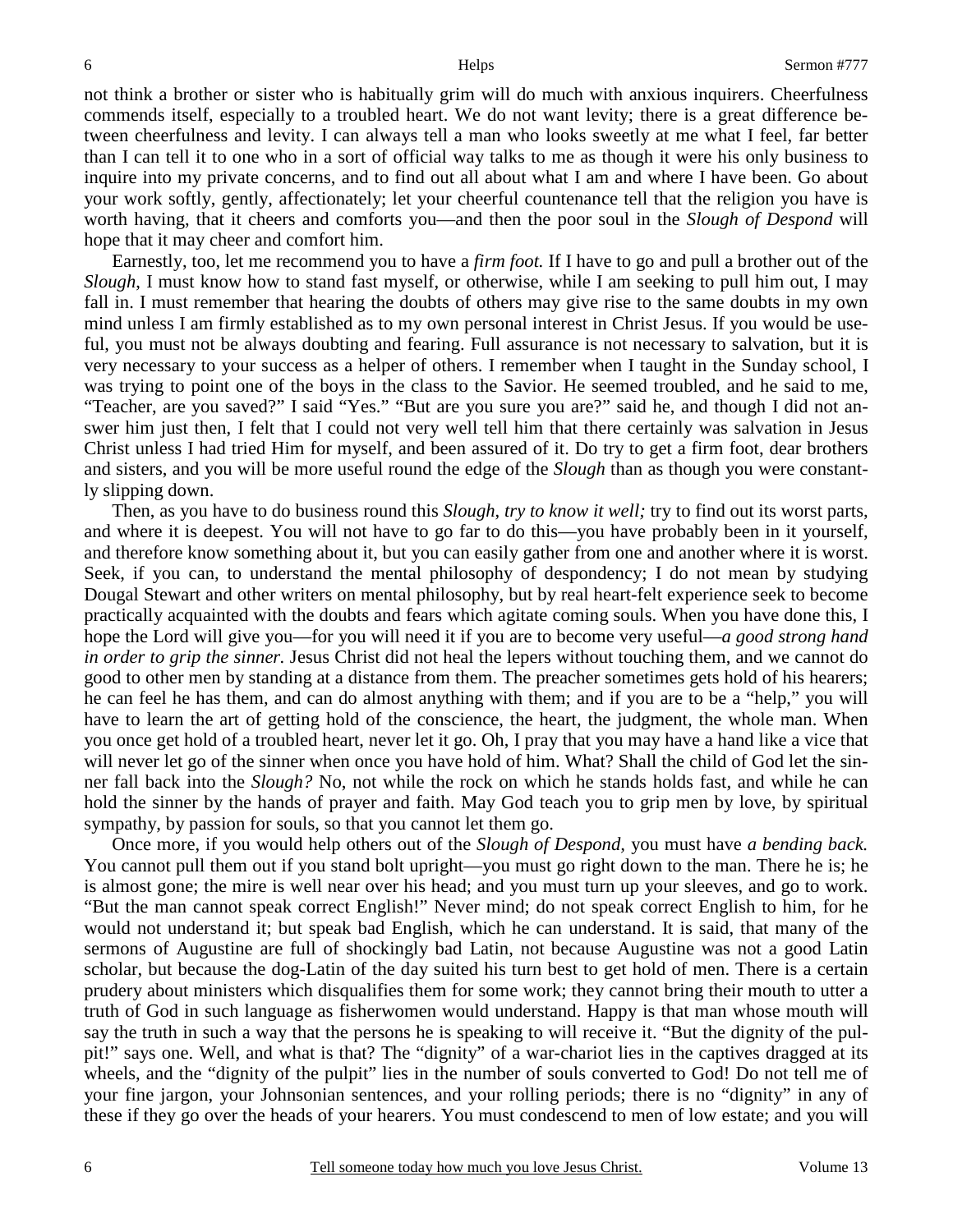not think a brother or sister who is habitually grim will do much with anxious inquirers. Cheerfulness commends itself, especially to a troubled heart. We do not want levity; there is a great difference between cheerfulness and levity. I can always tell a man who looks sweetly at me what I feel, far better than I can tell it to one who in a sort of official way talks to me as though it were his only business to inquire into my private concerns, and to find out all about what I am and where I have been. Go about your work softly, gently, affectionately; let your cheerful countenance tell that the religion you have is worth having, that it cheers and comforts you—and then the poor soul in the *Slough of Despond* will hope that it may cheer and comfort him.

Earnestly, too, let me recommend you to have a *firm foot.* If I have to go and pull a brother out of the *Slough*, I must know how to stand fast myself, or otherwise, while I am seeking to pull him out, I may fall in. I must remember that hearing the doubts of others may give rise to the same doubts in my own mind unless I am firmly established as to my own personal interest in Christ Jesus. If you would be useful, you must not be always doubting and fearing. Full assurance is not necessary to salvation, but it is very necessary to your success as a helper of others. I remember when I taught in the Sunday school, I was trying to point one of the boys in the class to the Savior. He seemed troubled, and he said to me, "Teacher, are you saved?" I said "Yes." "But are you sure you are?" said he, and though I did not answer him just then, I felt that I could not very well tell him that there certainly was salvation in Jesus Christ unless I had tried Him for myself, and been assured of it. Do try to get a firm foot, dear brothers and sisters, and you will be more useful round the edge of the *Slough* than as though you were constantly slipping down.

Then, as you have to do business round this *Slough*, *try to know it well;* try to find out its worst parts, and where it is deepest. You will not have to go far to do this—you have probably been in it yourself, and therefore know something about it, but you can easily gather from one and another where it is worst. Seek, if you can, to understand the mental philosophy of despondency; I do not mean by studying Dougal Stewart and other writers on mental philosophy, but by real heart-felt experience seek to become practically acquainted with the doubts and fears which agitate coming souls. When you have done this, I hope the Lord will give you—for you will need it if you are to become very useful—*a good strong hand in order to grip the sinner.* Jesus Christ did not heal the lepers without touching them, and we cannot do good to other men by standing at a distance from them. The preacher sometimes gets hold of his hearers; he can feel he has them, and can do almost anything with them; and if you are to be a "help," you will have to learn the art of getting hold of the conscience, the heart, the judgment, the whole man. When you once get hold of a troubled heart, never let it go. Oh, I pray that you may have a hand like a vice that will never let go of the sinner when once you have hold of him. What? Shall the child of God let the sinner fall back into the *Slough?* No, not while the rock on which he stands holds fast, and while he can hold the sinner by the hands of prayer and faith. May God teach you to grip men by love, by spiritual sympathy, by passion for souls, so that you cannot let them go.

Once more, if you would help others out of the *Slough of Despond*, you must have *a bending back.* You cannot pull them out if you stand bolt upright—you must go right down to the man. There he is; he is almost gone; the mire is well near over his head; and you must turn up your sleeves, and go to work. "But the man cannot speak correct English!" Never mind; do not speak correct English to him, for he would not understand it; but speak bad English, which he can understand. It is said, that many of the sermons of Augustine are full of shockingly bad Latin, not because Augustine was not a good Latin scholar, but because the dog-Latin of the day suited his turn best to get hold of men. There is a certain prudery about ministers which disqualifies them for some work; they cannot bring their mouth to utter a truth of God in such language as fisherwomen would understand. Happy is that man whose mouth will say the truth in such a way that the persons he is speaking to will receive it. "But the dignity of the pulpit!" says one. Well, and what is that? The "dignity" of a war-chariot lies in the captives dragged at its wheels, and the "dignity of the pulpit" lies in the number of souls converted to God! Do not tell me of your fine jargon, your Johnsonian sentences, and your rolling periods; there is no "dignity" in any of these if they go over the heads of your hearers. You must condescend to men of low estate; and you will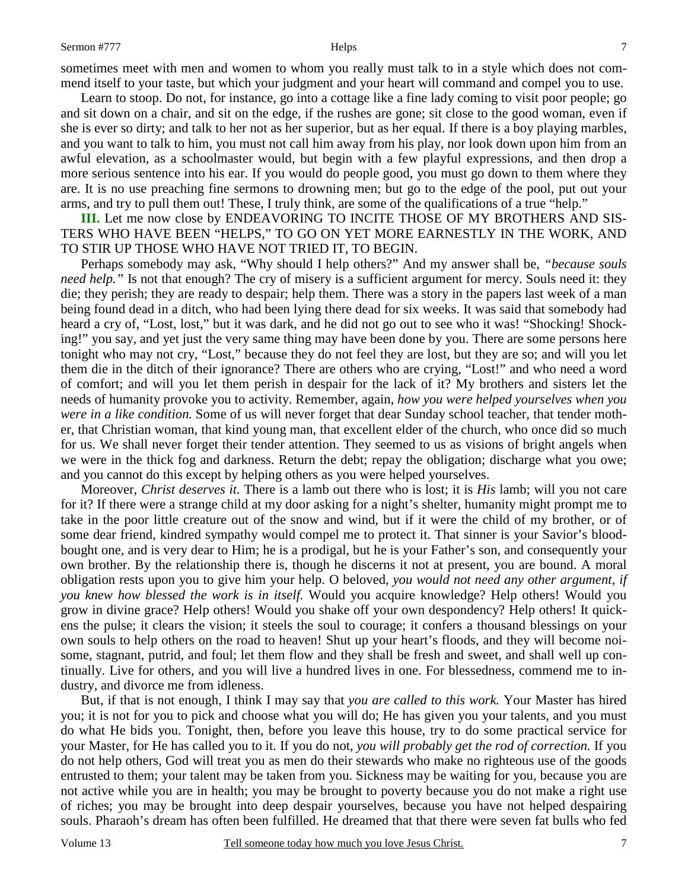sometimes meet with men and women to whom you really must talk to in a style which does not commend itself to your taste, but which your judgment and your heart will command and compel you to use.

Learn to stoop. Do not, for instance, go into a cottage like a fine lady coming to visit poor people; go and sit down on a chair, and sit on the edge, if the rushes are gone; sit close to the good woman, even if she is ever so dirty; and talk to her not as her superior, but as her equal. If there is a boy playing marbles, and you want to talk to him, you must not call him away from his play, nor look down upon him from an awful elevation, as a schoolmaster would, but begin with a few playful expressions, and then drop a more serious sentence into his ear. If you would do people good, you must go down to them where they are. It is no use preaching fine sermons to drowning men; but go to the edge of the pool, put out your arms, and try to pull them out! These, I truly think, are some of the qualifications of a true "help."

**III.** Let me now close by ENDEAVORING TO INCITE THOSE OF MY BROTHERS AND SISTERS WHO HAVE BEEN "HELPS," TO GO ON YET MORE EARNESTLY IN THE WORK, AND TO STIR UP THOSE WHO HAVE NOT TRIED IT, TO BEGIN.

Perhaps somebody may ask, "Why should I help others?" And my answer shall be, *"because souls need help."* Is not that enough? The cry of misery is a sufficient argument for mercy. Souls need it: they die; they perish; they are ready to despair; help them. There was a story in the papers last week of a man being found dead in a ditch, who had been lying there dead for six weeks. It was said that somebody had heard a cry of, "Lost, lost," but it was dark, and he did not go out to see who it was! "Shocking! Shocking!" you say, and yet just the very same thing may have been done by you. There are some persons here tonight who may not cry, "Lost," because they do not feel they are lost, but they are so; and will you let them die in the ditch of their ignorance? There are others who are crying, "Lost!" and who need a word of comfort; and will you let them perish in despair for the lack of it? My brothers and sisters let the needs of humanity provoke you to activity. Remember, again, *how you were helped yourselves when you were in a like condition.* Some of us will never forget that dear Sunday school teacher, that tender mother, that Christian woman, that kind young man, that excellent elder of the church, who once did so much for us. We shall never forget their tender attention. They seemed to us as visions of bright angels when we were in the thick fog and darkness. Return the debt; repay the obligation; discharge what you owe; and you cannot do this except by helping others as you were helped yourselves.

Moreover, *Christ deserves it.* There is a lamb out there who is lost; it is *His* lamb; will you not care for it? If there were a strange child at my door asking for a night's shelter, humanity might prompt me to take in the poor little creature out of the snow and wind, but if it were the child of my brother, or of some dear friend, kindred sympathy would compel me to protect it. That sinner is your Savior's blood-bought one, and is very dear to Him; he is a prodigal, but he is your Father's son, and consequently your own brother. By the relationship there is, though he discerns it not at present, you are bound. A moral obligation rests upon you to give him your help. O beloved, *you would not need any other argument, if you knew how blessed the work is in itself.* Would you acquire knowledge? Help others! Would you grow in divine grace? Help others! Would you shake off your own despondency? Help others! It quickens the pulse; it clears the vision; it steels the soul to courage; it confers a thousand blessings on your own souls to help others on the road to heaven! Shut up your heart's floods, and they will become noisome, stagnant, putrid, and foul; let them flow and they shall be fresh and sweet, and shall well up continually. Live for others, and you will live a hundred lives in one. For blessedness, commend me to industry, and divorce me from idleness.

But, if that is not enough, I think I may say that *you are called to this work.* Your Master has hired you; it is not for you to pick and choose what you will do; He has given you your talents, and you must do what He bids you. Tonight, then, before you leave this house, try to do some practical service for your Master, for He has called you to it. If you do not, *you will probably get the rod of correction.* If you do not help others, God will treat you as men do their stewards who make no righteous use of the goods entrusted to them; your talent may be taken from you. Sickness may be waiting for you, because you are not active while you are in health; you may be brought to poverty because you do not make a right use of riches; you may be brought into deep despair yourselves, because you have not helped despairing souls. Pharaoh's dream has often been fulfilled. He dreamed that that there were seven fat bulls who fed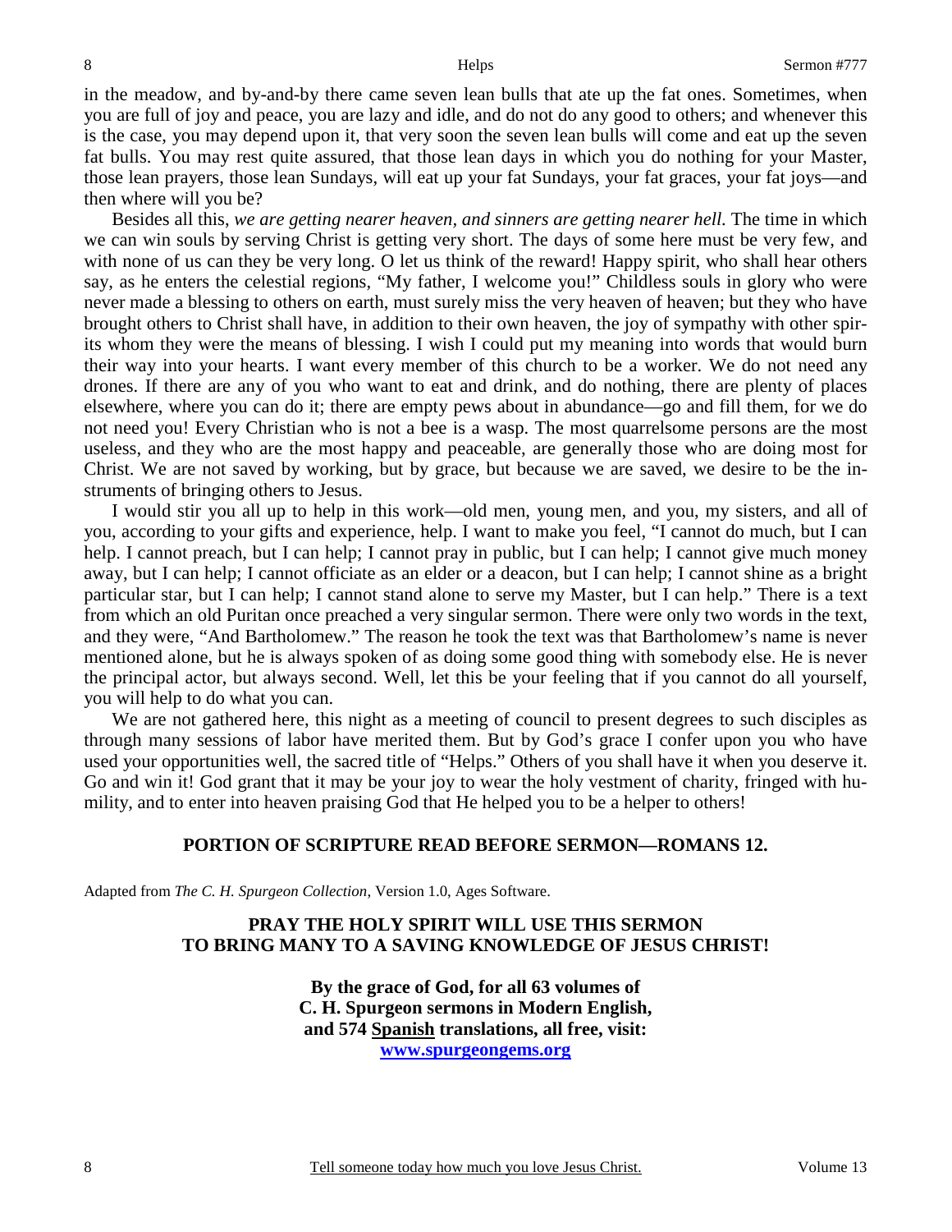in the meadow, and by-and-by there came seven lean bulls that ate up the fat ones. Sometimes, when you are full of joy and peace, you are lazy and idle, and do not do any good to others; and whenever this is the case, you may depend upon it, that very soon the seven lean bulls will come and eat up the seven fat bulls. You may rest quite assured, that those lean days in which you do nothing for your Master, those lean prayers, those lean Sundays, will eat up your fat Sundays, your fat graces, your fat joys—and then where will you be?

Besides all this, *we are getting nearer heaven, and sinners are getting nearer hell.* The time in which we can win souls by serving Christ is getting very short. The days of some here must be very few, and with none of us can they be very long. O let us think of the reward! Happy spirit, who shall hear others say, as he enters the celestial regions, "My father, I welcome you!" Childless souls in glory who were never made a blessing to others on earth, must surely miss the very heaven of heaven; but they who have brought others to Christ shall have, in addition to their own heaven, the joy of sympathy with other spirits whom they were the means of blessing. I wish I could put my meaning into words that would burn their way into your hearts. I want every member of this church to be a worker. We do not need any drones. If there are any of you who want to eat and drink, and do nothing, there are plenty of places elsewhere, where you can do it; there are empty pews about in abundance—go and fill them, for we do not need you! Every Christian who is not a bee is a wasp. The most quarrelsome persons are the most useless, and they who are the most happy and peaceable, are generally those who are doing most for Christ. We are not saved by working, but by grace, but because we are saved, we desire to be the instruments of bringing others to Jesus.

I would stir you all up to help in this work—old men, young men, and you, my sisters, and all of you, according to your gifts and experience, help. I want to make you feel, "I cannot do much, but I can help. I cannot preach, but I can help; I cannot pray in public, but I can help; I cannot give much money away, but I can help; I cannot officiate as an elder or a deacon, but I can help; I cannot shine as a bright particular star, but I can help; I cannot stand alone to serve my Master, but I can help." There is a text from which an old Puritan once preached a very singular sermon. There were only two words in the text, and they were, "And Bartholomew." The reason he took the text was that Bartholomew's name is never mentioned alone, but he is always spoken of as doing some good thing with somebody else. He is never the principal actor, but always second. Well, let this be your feeling that if you cannot do all yourself, you will help to do what you can.

We are not gathered here, this night as a meeting of council to present degrees to such disciples as through many sessions of labor have merited them. But by God's grace I confer upon you who have used your opportunities well, the sacred title of "Helps." Others of you shall have it when you deserve it. Go and win it! God grant that it may be your joy to wear the holy vestment of charity, fringed with humility, and to enter into heaven praising God that He helped you to be a helper to others!

**PORTION OF SCRIPTURE READ BEFORE SERMON—ROMANS 12.**

Adapted from *The C. H. Spurgeon Collection*, Version 1.0, Ages Software.

**PRAY THE HOLY SPIRIT WILL USE THIS SERMON TO BRING MANY TO A SAVING KNOWLEDGE OF JESUS CHRIST!**

**By the grace of God, for all 63 volumes of C. H. Spurgeon sermons in Modern English, and 574 Spanish translations, all free, visit: www.spurgeongems.org**